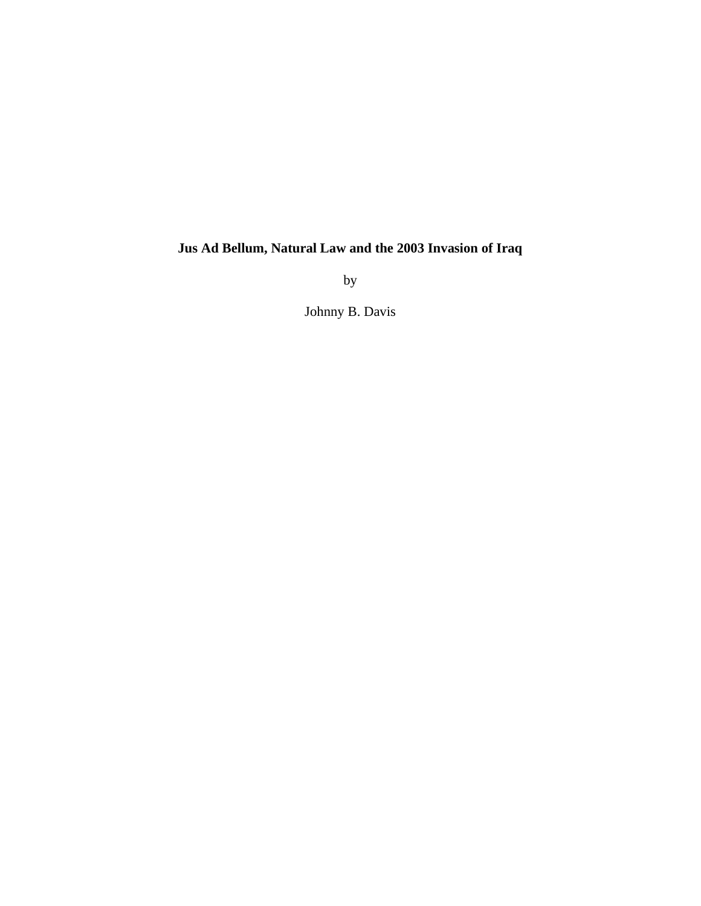# Jus Ad Bellum, Natural Law and the 2003 Invasion of Iraq

by

Johnny B. Davis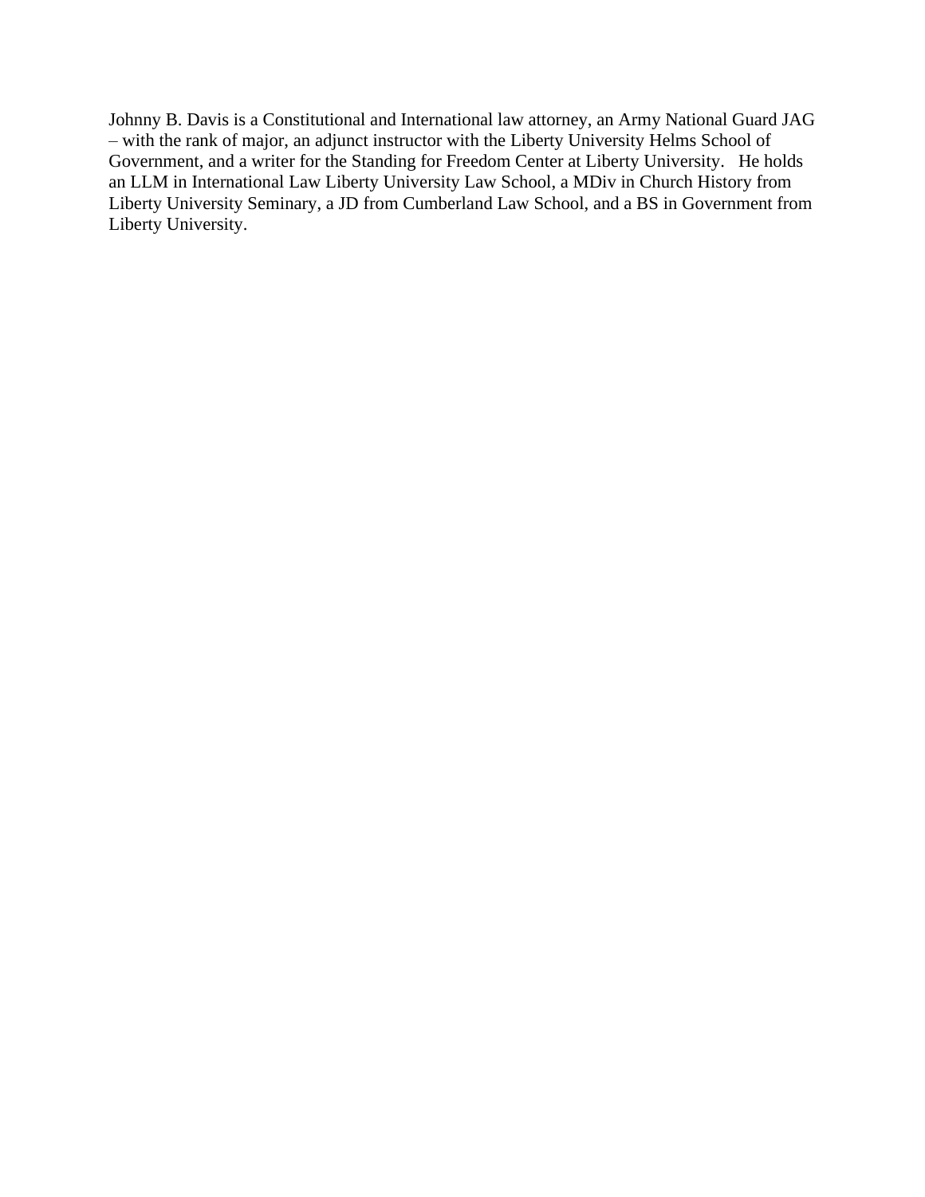Johnny B. Davis is a Constitutional and International law attorney, an Army National Guard JAG – with the rank of major, an adjunct instructor with the Liberty University Helms School of Government, and a writer for the Standing for Freedom Center at Liberty University. He holds an LLM in International Law Liberty University Law School, a MDiv in Church History from Liberty University Seminary, a JD from Cumberland Law School, and a BS in Government from Liberty University.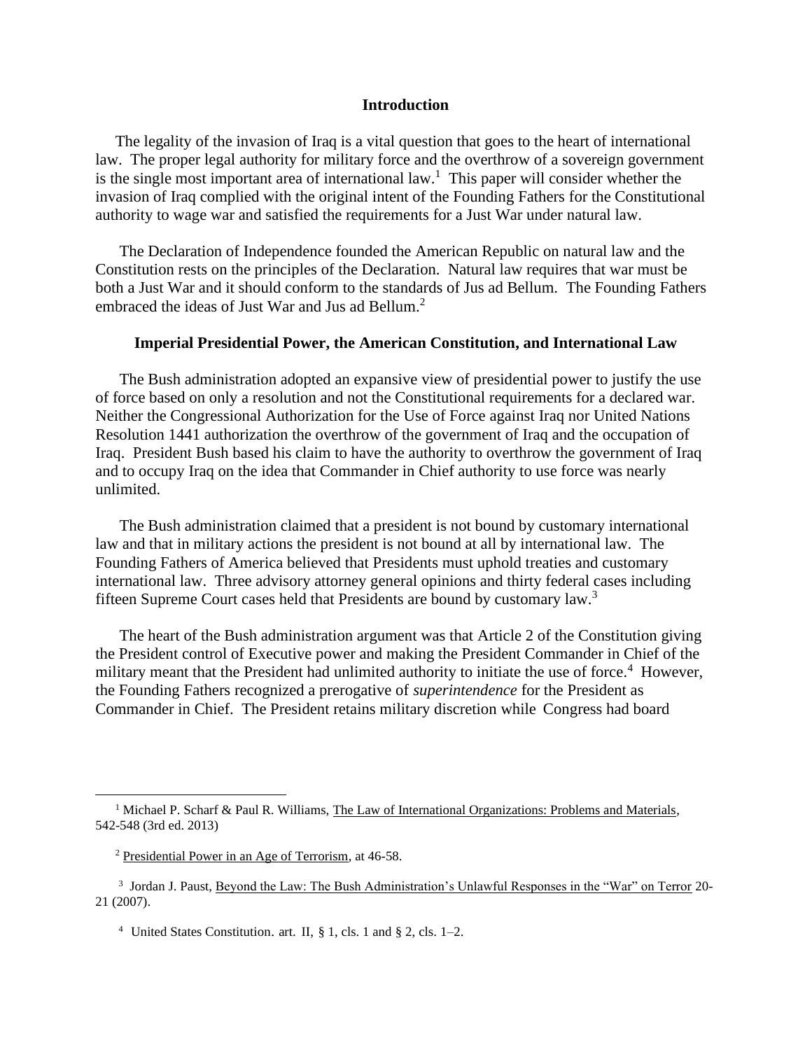## Introduction

The legality of the invasion of Iraq is a vital question that goes to the heart of international law. The proper legal authority for military force and the overthrow of a sovereign government is the single most important area of international law.[1] This paper will consider whether the invasion of Iraq complied with the original intent of the Founding Fathers for the Constitutional authority to wage war and satisfied the requirements for a Just War under natural law.

The Declaration of Independence founded the American Republic on natural law and the Constitution rests on the principles of the Declaration. Natural law requires that war must be both a Just War and it should conform to the standards of Jus ad Bellum. The Founding Fathers embraced the ideas of Just War and Jus ad Bellum.[2]

## Imperial Presidential Power, the American Constitution, and International Law

The Bush administration adopted an expansive view of presidential power to justify the use of force based on only a resolution and not the Constitutional requirements for a declared war. Neither the Congressional Authorization for the Use of Force against Iraq nor United Nations Resolution 1441 authorization the overthrow of the government of Iraq and the occupation of Iraq. President Bush based his claim to have the authority to overthrow the government of Iraq and to occupy Iraq on the idea that Commander in Chief authority to use force was nearly unlimited.

The Bush administration claimed that a president is not bound by customary international law and that in military actions the president is not bound at all by international law. The Founding Fathers of America believed that Presidents must uphold treaties and customary international law. Three advisory attorney general opinions and thirty federal cases including fifteen Supreme Court cases held that Presidents are bound by customary law.[3]

The heart of the Bush administration argument was that Article 2 of the Constitution giving the President control of Executive power and making the President Commander in Chief of the military meant that the President had unlimited authority to initiate the use of force.[4] However, the Founding Fathers recognized a prerogative of *superintendence* for the President as Commander in Chief. The President retains military discretion while Congress had board

---

[1] Michael P. Scharf & Paul R. Williams, The Law of International Organizations: Problems and Materials, 542-548 (3rd ed. 2013)

[2] Presidential Power in an Age of Terrorism, at 46-58.

[3] Jordan J. Paust, Beyond the Law: The Bush Administration's Unlawful Responses in the "War" on Terror 20-21 (2007).

[4] United States Constitution. art. II, § 1, cls. 1 and § 2, cls. 1–2.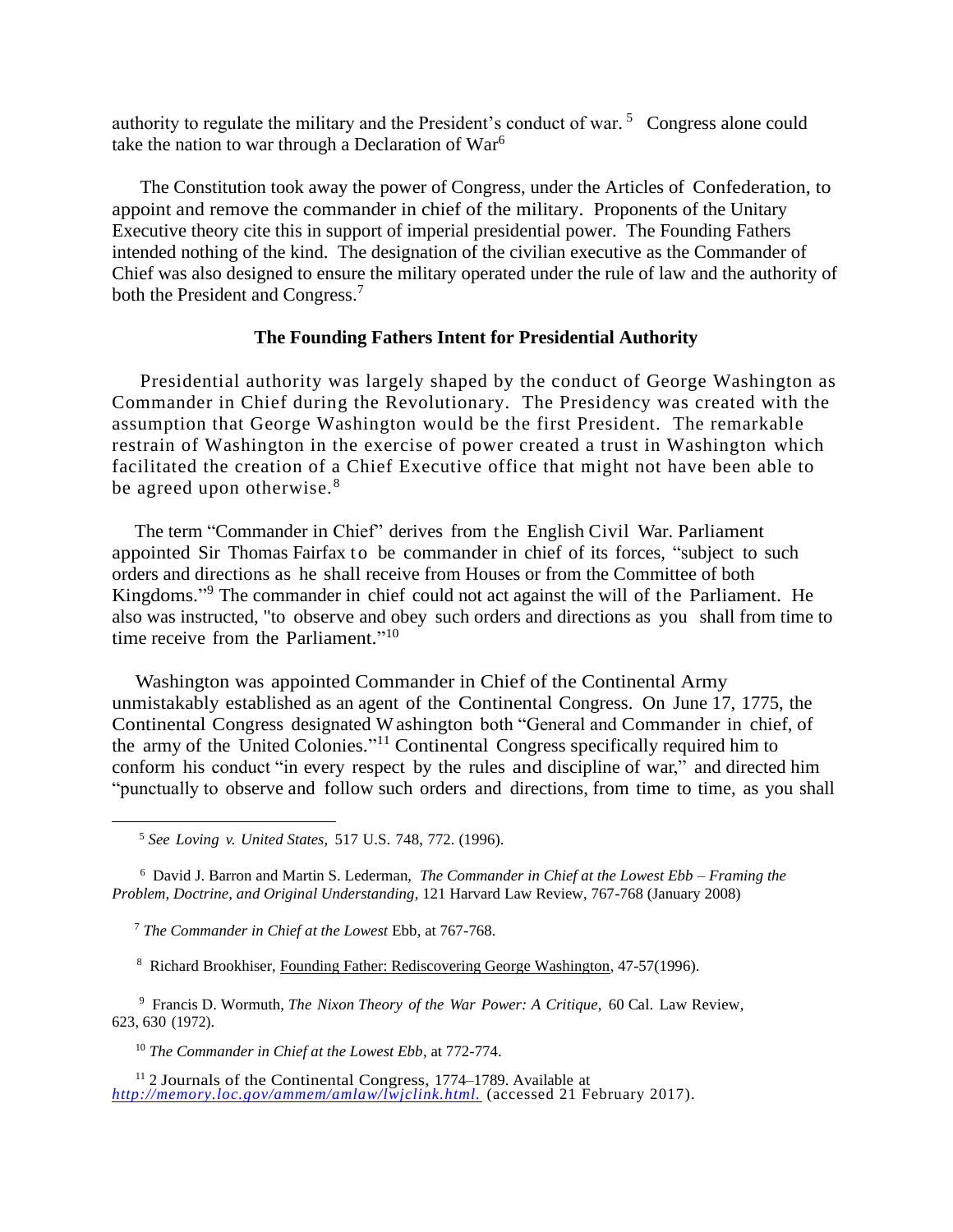authority to regulate the military and the President's conduct of war. [5] Congress alone could take the nation to war through a Declaration of War[6]

The Constitution took away the power of Congress, under the Articles of Confederation, to appoint and remove the commander in chief of the military. Proponents of the Unitary Executive theory cite this in support of imperial presidential power. The Founding Fathers intended nothing of the kind. The designation of the civilian executive as the Commander of Chief was also designed to ensure the military operated under the rule of law and the authority of both the President and Congress.[7]

**The Founding Fathers Intent for Presidential Authority**

Presidential authority was largely shaped by the conduct of George Washington as Commander in Chief during the Revolutionary. The Presidency was created with the assumption that George Washington would be the first President. The remarkable restrain of Washington in the exercise of power created a trust in Washington which facilitated the creation of a Chief Executive office that might not have been able to be agreed upon otherwise.[8]

The term "Commander in Chief" derives from the English Civil War. Parliament appointed Sir Thomas Fairfax to be commander in chief of its forces, "subject to such orders and directions as he shall receive from Houses or from the Committee of both Kingdoms."[9] The commander in chief could not act against the will of the Parliament. He also was instructed, "to observe and obey such orders and directions as you shall from time to time receive from the Parliament."[10]

Washington was appointed Commander in Chief of the Continental Army unmistakably established as an agent of the Continental Congress. On June 17, 1775, the Continental Congress designated Washington both "General and Commander in chief, of the army of the United Colonies."[11] Continental Congress specifically required him to conform his conduct "in every respect by the rules and discipline of war," and directed him "punctually to observe and follow such orders and directions, from time to time, as you shall

---

[5] *See Loving v. United States,* 517 U.S. 748, 772. (1996).

[6] David J. Barron and Martin S. Lederman, *The Commander in Chief at the Lowest Ebb – Framing the Problem, Doctrine, and Original Understanding,* 121 Harvard Law Review, 767-768 (January 2008)

[7] *The Commander in Chief at the Lowest* Ebb, at 767-768.

[8] Richard Brookhiser, Founding Father: Rediscovering George Washington, 47-57(1996).

[9] Francis D. Wormuth, *The Nixon Theory of the War Power: A Critique*, 60 Cal. Law Review, 623, 630 (1972).

[10] *The Commander in Chief at the Lowest Ebb*, at 772-774.

[11] 2 Journals of the Continental Congress, 1774–1789. Available at *http://memory.loc.gov/ammem/amlaw/lwjclink.html.* (accessed 21 February 2017).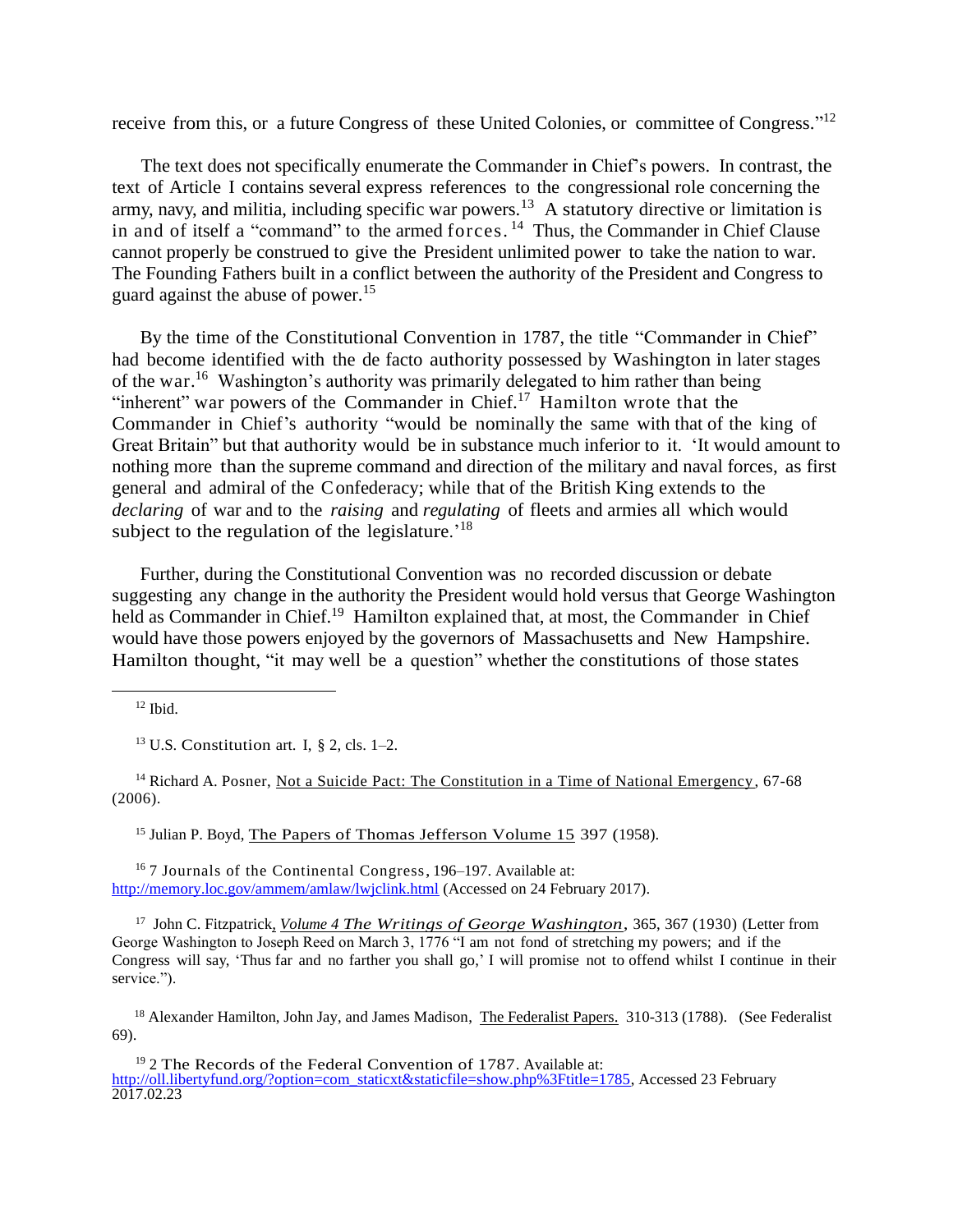receive from this, or a future Congress of these United Colonies, or committee of Congress."[12]

The text does not specifically enumerate the Commander in Chief's powers. In contrast, the text of Article I contains several express references to the congressional role concerning the army, navy, and militia, including specific war powers.[13] A statutory directive or limitation is in and of itself a "command" to the armed forces.[14] Thus, the Commander in Chief Clause cannot properly be construed to give the President unlimited power to take the nation to war. The Founding Fathers built in a conflict between the authority of the President and Congress to guard against the abuse of power.[15]

By the time of the Constitutional Convention in 1787, the title "Commander in Chief" had become identified with the de facto authority possessed by Washington in later stages of the war.[16] Washington's authority was primarily delegated to him rather than being "inherent" war powers of the Commander in Chief.[17] Hamilton wrote that the Commander in Chief's authority "would be nominally the same with that of the king of Great Britain" but that authority would be in substance much inferior to it. 'It would amount to nothing more than the supreme command and direction of the military and naval forces, as first general and admiral of the Confederacy; while that of the British King extends to the *declaring* of war and to the *raising* and *regulating* of fleets and armies all which would subject to the regulation of the legislature.'[18]

Further, during the Constitutional Convention was no recorded discussion or debate suggesting any change in the authority the President would hold versus that George Washington held as Commander in Chief.[19] Hamilton explained that, at most, the Commander in Chief would have those powers enjoyed by the governors of Massachusetts and New Hampshire. Hamilton thought, "it may well be a question" whether the constitutions of those states

---

[12] Ibid.

[13] U.S. Constitution art. I, § 2, cls. 1–2.

[14] Richard A. Posner, Not a Suicide Pact: The Constitution in a Time of National Emergency, 67-68 (2006).

[15] Julian P. Boyd, The Papers of Thomas Jefferson Volume 15 397 (1958).

[16] 7 Journals of the Continental Congress, 196–197. Available at: http://memory.loc.gov/ammem/amlaw/lwjclink.html (Accessed on 24 February 2017).

[17] John C. Fitzpatrick, *Volume 4 The Writings of George Washington*, 365, 367 (1930) (Letter from George Washington to Joseph Reed on March 3, 1776 "I am not fond of stretching my powers; and if the Congress will say, 'Thus far and no farther you shall go,' I will promise not to offend whilst I continue in their service.").

[18] Alexander Hamilton, John Jay, and James Madison, The Federalist Papers. 310-313 (1788). (See Federalist 69).

[19] 2 The Records of the Federal Convention of 1787. Available at: http://oll.libertyfund.org/?option=com_staticxt&staticfile=show.php%3Ftitle=1785, Accessed 23 February 2017.02.23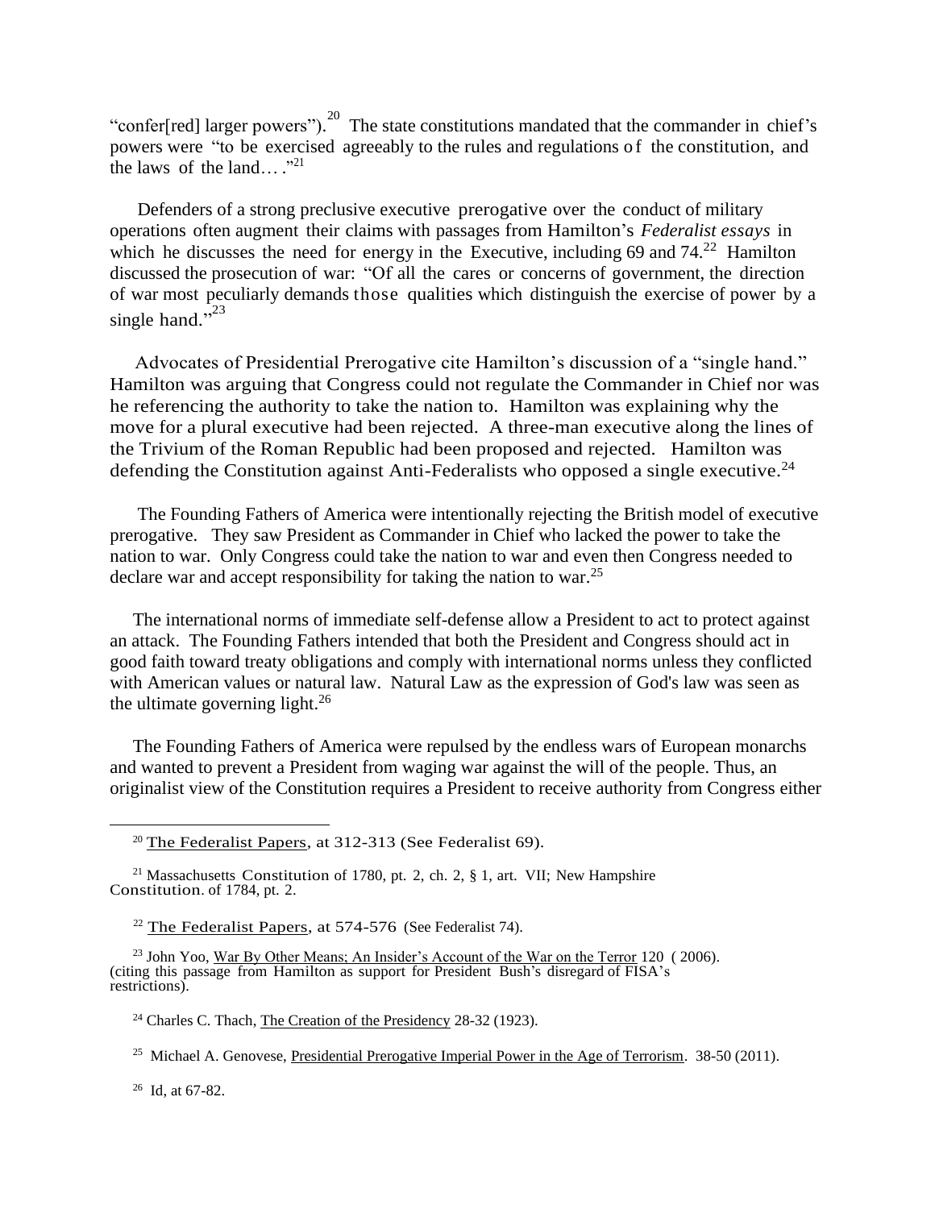"confer[red] larger powers").[20] The state constitutions mandated that the commander in chief's powers were "to be exercised agreeably to the rules and regulations of the constitution, and the laws of the land… ."[21]

Defenders of a strong preclusive executive prerogative over the conduct of military operations often augment their claims with passages from Hamilton's *Federalist essays* in which he discusses the need for energy in the Executive, including 69 and 74.[22] Hamilton discussed the prosecution of war: "Of all the cares or concerns of government, the direction of war most peculiarly demands those qualities which distinguish the exercise of power by a single hand."[23]

Advocates of Presidential Prerogative cite Hamilton's discussion of a "single hand." Hamilton was arguing that Congress could not regulate the Commander in Chief nor was he referencing the authority to take the nation to. Hamilton was explaining why the move for a plural executive had been rejected. A three-man executive along the lines of the Trivium of the Roman Republic had been proposed and rejected. Hamilton was defending the Constitution against Anti-Federalists who opposed a single executive.[24]

The Founding Fathers of America were intentionally rejecting the British model of executive prerogative. They saw President as Commander in Chief who lacked the power to take the nation to war. Only Congress could take the nation to war and even then Congress needed to declare war and accept responsibility for taking the nation to war.[25]

The international norms of immediate self-defense allow a President to act to protect against an attack. The Founding Fathers intended that both the President and Congress should act in good faith toward treaty obligations and comply with international norms unless they conflicted with American values or natural law. Natural Law as the expression of God's law was seen as the ultimate governing light.[26]

The Founding Fathers of America were repulsed by the endless wars of European monarchs and wanted to prevent a President from waging war against the will of the people. Thus, an originalist view of the Constitution requires a President to receive authority from Congress either

---

[20] The Federalist Papers, at 312-313 (See Federalist 69).

[21] Massachusetts Constitution of 1780, pt. 2, ch. 2, § 1, art. VII; New Hampshire Constitution. of 1784, pt. 2.

[22] The Federalist Papers, at 574-576 (See Federalist 74).

[23] John Yoo, War By Other Means; An Insider's Account of the War on the Terror 120 ( 2006). (citing this passage from Hamilton as support for President Bush's disregard of FISA's restrictions).

[24] Charles C. Thach, The Creation of the Presidency 28-32 (1923).

[25] Michael A. Genovese, Presidential Prerogative Imperial Power in the Age of Terrorism. 38-50 (2011).

[26] Id, at 67-82.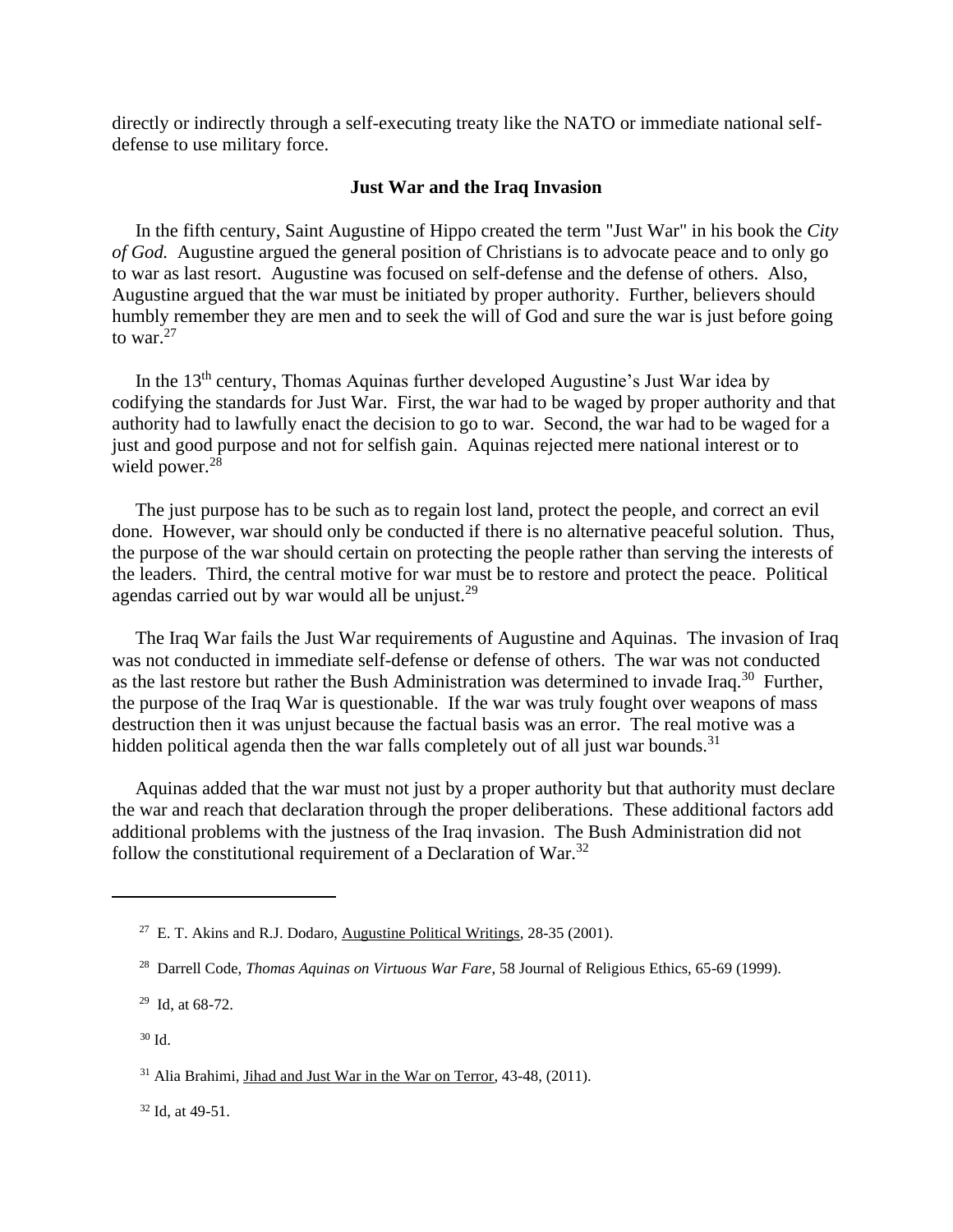directly or indirectly through a self-executing treaty like the NATO or immediate national self-defense to use military force.

### Just War and the Iraq Invasion

In the fifth century, Saint Augustine of Hippo created the term "Just War" in his book the *City of God.* Augustine argued the general position of Christians is to advocate peace and to only go to war as last resort. Augustine was focused on self-defense and the defense of others. Also, Augustine argued that the war must be initiated by proper authority. Further, believers should humbly remember they are men and to seek the will of God and sure the war is just before going to war.[27]

In the 13th century, Thomas Aquinas further developed Augustine's Just War idea by codifying the standards for Just War. First, the war had to be waged by proper authority and that authority had to lawfully enact the decision to go to war. Second, the war had to be waged for a just and good purpose and not for selfish gain. Aquinas rejected mere national interest or to wield power.[28]

The just purpose has to be such as to regain lost land, protect the people, and correct an evil done. However, war should only be conducted if there is no alternative peaceful solution. Thus, the purpose of the war should certain on protecting the people rather than serving the interests of the leaders. Third, the central motive for war must be to restore and protect the peace. Political agendas carried out by war would all be unjust.[29]

The Iraq War fails the Just War requirements of Augustine and Aquinas. The invasion of Iraq was not conducted in immediate self-defense or defense of others. The war was not conducted as the last restore but rather the Bush Administration was determined to invade Iraq.[30] Further, the purpose of the Iraq War is questionable. If the war was truly fought over weapons of mass destruction then it was unjust because the factual basis was an error. The real motive was a hidden political agenda then the war falls completely out of all just war bounds.[31]

Aquinas added that the war must not just by a proper authority but that authority must declare the war and reach that declaration through the proper deliberations. These additional factors add additional problems with the justness of the Iraq invasion. The Bush Administration did not follow the constitutional requirement of a Declaration of War.[32]

---

[27] E. T. Akins and R.J. Dodaro, Augustine Political Writings, 28-35 (2001).

[28] Darrell Code, *Thomas Aquinas on Virtuous War Fare*, 58 Journal of Religious Ethics, 65-69 (1999).

[29] Id, at 68-72.

[30] Id.

[31] Alia Brahimi, Jihad and Just War in the War on Terror, 43-48, (2011).

[32] Id, at 49-51.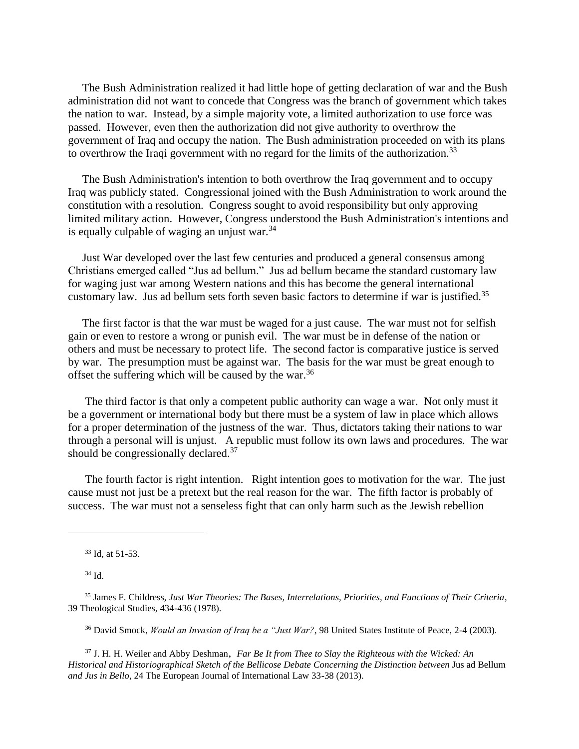The Bush Administration realized it had little hope of getting declaration of war and the Bush administration did not want to concede that Congress was the branch of government which takes the nation to war. Instead, by a simple majority vote, a limited authorization to use force was passed. However, even then the authorization did not give authority to overthrow the government of Iraq and occupy the nation. The Bush administration proceeded on with its plans to overthrow the Iraqi government with no regard for the limits of the authorization.[33]

The Bush Administration's intention to both overthrow the Iraq government and to occupy Iraq was publicly stated. Congressional joined with the Bush Administration to work around the constitution with a resolution. Congress sought to avoid responsibility but only approving limited military action. However, Congress understood the Bush Administration's intentions and is equally culpable of waging an unjust war.[34]

Just War developed over the last few centuries and produced a general consensus among Christians emerged called "Jus ad bellum." Jus ad bellum became the standard customary law for waging just war among Western nations and this has become the general international customary law. Jus ad bellum sets forth seven basic factors to determine if war is justified.[35]

The first factor is that the war must be waged for a just cause. The war must not for selfish gain or even to restore a wrong or punish evil. The war must be in defense of the nation or others and must be necessary to protect life. The second factor is comparative justice is served by war. The presumption must be against war. The basis for the war must be great enough to offset the suffering which will be caused by the war.[36]

The third factor is that only a competent public authority can wage a war. Not only must it be a government or international body but there must be a system of law in place which allows for a proper determination of the justness of the war. Thus, dictators taking their nations to war through a personal will is unjust. A republic must follow its own laws and procedures. The war should be congressionally declared.[37]

The fourth factor is right intention. Right intention goes to motivation for the war. The just cause must not just be a pretext but the real reason for the war. The fifth factor is probably of success. The war must not a senseless fight that can only harm such as the Jewish rebellion

---

[33] Id, at 51-53.

[34] Id.

[35] James F. Childress, *Just War Theories: The Bases, Interrelations, Priorities, and Functions of Their Criteria*, 39 Theological Studies, 434-436 (1978).

[36] David Smock, *Would an Invasion of Iraq be a "Just War?*, 98 United States Institute of Peace, 2-4 (2003).

[37] J. H. H. Weiler and Abby Deshman, *Far Be It from Thee to Slay the Righteous with the Wicked: An Historical and Historiographical Sketch of the Bellicose Debate Concerning the Distinction between* Jus ad Bellum *and Jus in Bello*, 24 The European Journal of International Law 33-38 (2013).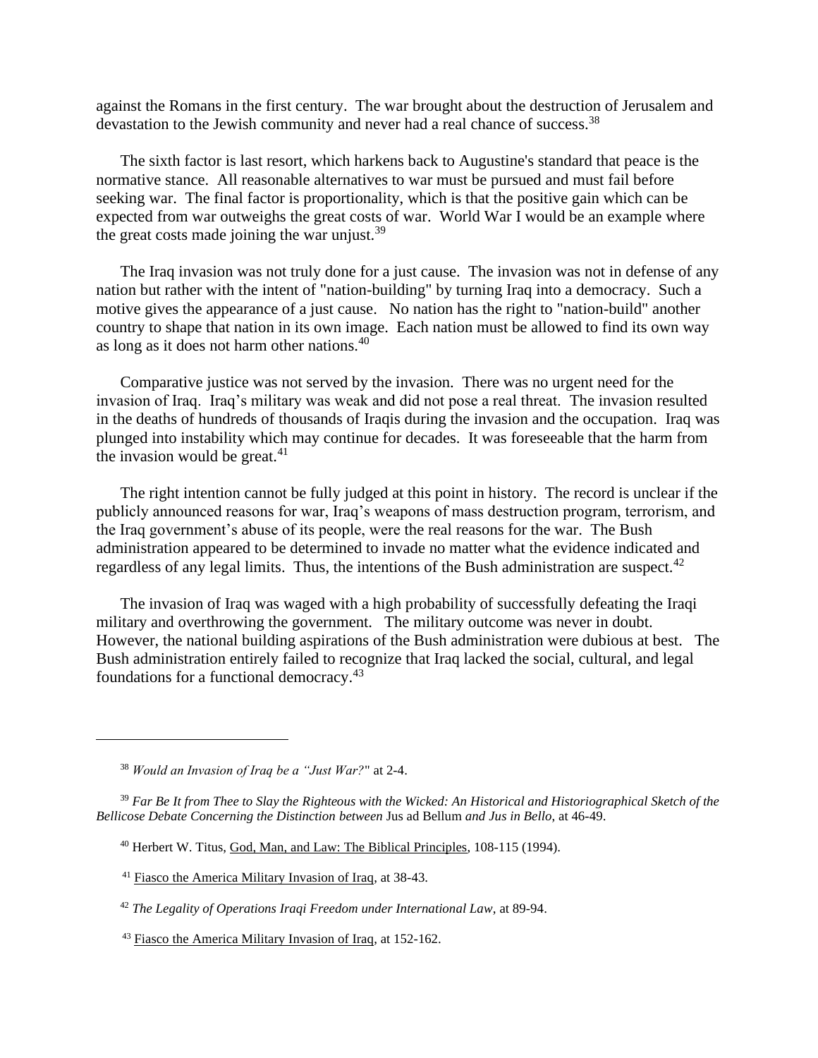against the Romans in the first century. The war brought about the destruction of Jerusalem and devastation to the Jewish community and never had a real chance of success.[38]

The sixth factor is last resort, which harkens back to Augustine's standard that peace is the normative stance. All reasonable alternatives to war must be pursued and must fail before seeking war. The final factor is proportionality, which is that the positive gain which can be expected from war outweighs the great costs of war. World War I would be an example where the great costs made joining the war unjust.[39]

The Iraq invasion was not truly done for a just cause. The invasion was not in defense of any nation but rather with the intent of "nation-building" by turning Iraq into a democracy. Such a motive gives the appearance of a just cause. No nation has the right to "nation-build" another country to shape that nation in its own image. Each nation must be allowed to find its own way as long as it does not harm other nations.[40]

Comparative justice was not served by the invasion. There was no urgent need for the invasion of Iraq. Iraq's military was weak and did not pose a real threat. The invasion resulted in the deaths of hundreds of thousands of Iraqis during the invasion and the occupation. Iraq was plunged into instability which may continue for decades. It was foreseeable that the harm from the invasion would be great.[41]

The right intention cannot be fully judged at this point in history. The record is unclear if the publicly announced reasons for war, Iraq's weapons of mass destruction program, terrorism, and the Iraq government's abuse of its people, were the real reasons for the war. The Bush administration appeared to be determined to invade no matter what the evidence indicated and regardless of any legal limits. Thus, the intentions of the Bush administration are suspect.[42]

The invasion of Iraq was waged with a high probability of successfully defeating the Iraqi military and overthrowing the government. The military outcome was never in doubt. However, the national building aspirations of the Bush administration were dubious at best. The Bush administration entirely failed to recognize that Iraq lacked the social, cultural, and legal foundations for a functional democracy.[43]

---

[38] *Would an Invasion of Iraq be a "Just War?"* at 2-4.

[39] *Far Be It from Thee to Slay the Righteous with the Wicked: An Historical and Historiographical Sketch of the Bellicose Debate Concerning the Distinction between* Jus ad Bellum *and Jus in Bello*, at 46-49.

[40] Herbert W. Titus, God, Man, and Law: The Biblical Principles, 108-115 (1994).

[41] Fiasco the America Military Invasion of Iraq, at 38-43.

[42] *The Legality of Operations Iraqi Freedom under International Law*, at 89-94.

[43] Fiasco the America Military Invasion of Iraq, at 152-162.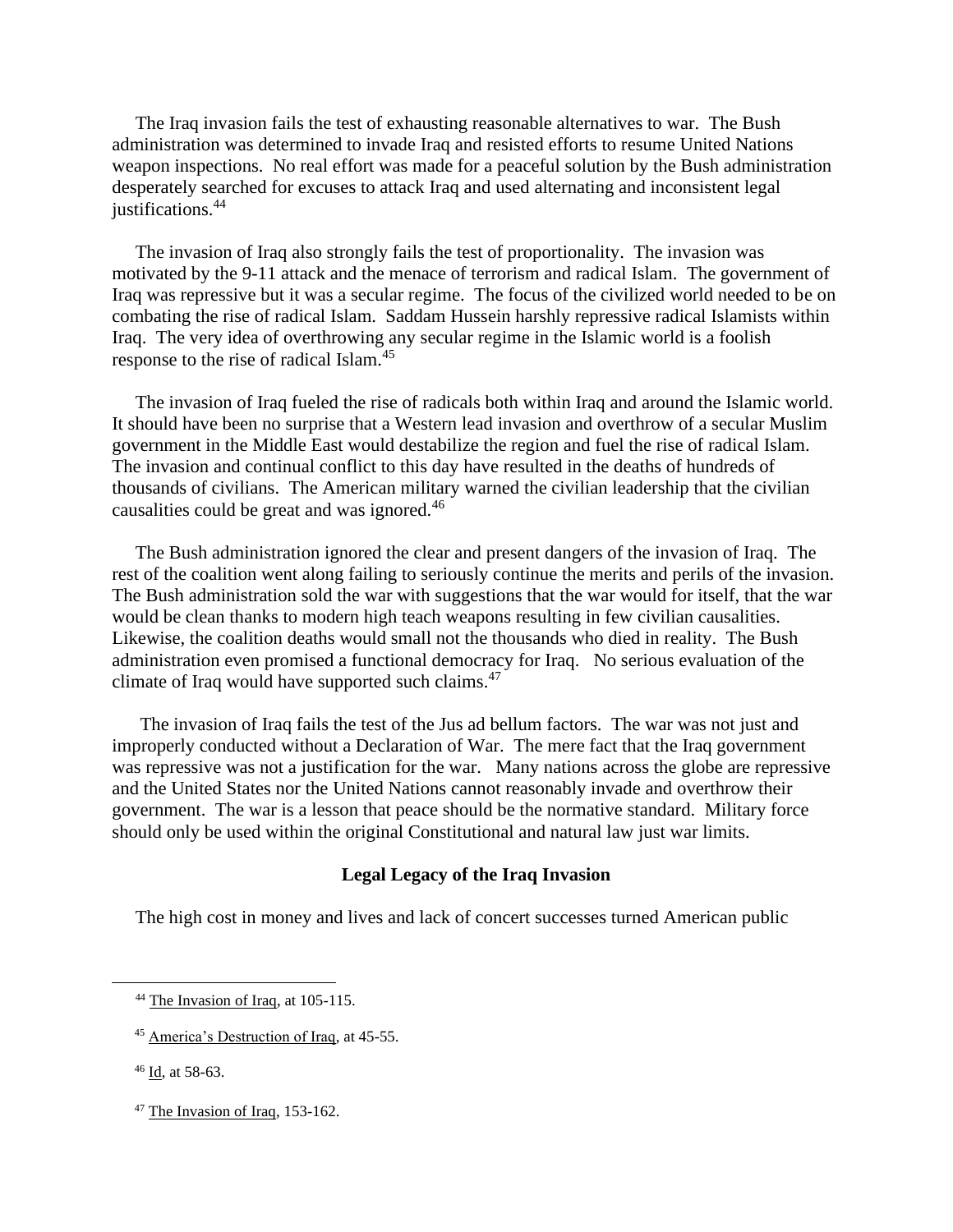The Iraq invasion fails the test of exhausting reasonable alternatives to war. The Bush administration was determined to invade Iraq and resisted efforts to resume United Nations weapon inspections. No real effort was made for a peaceful solution by the Bush administration desperately searched for excuses to attack Iraq and used alternating and inconsistent legal justifications.[44]

The invasion of Iraq also strongly fails the test of proportionality. The invasion was motivated by the 9-11 attack and the menace of terrorism and radical Islam. The government of Iraq was repressive but it was a secular regime. The focus of the civilized world needed to be on combating the rise of radical Islam. Saddam Hussein harshly repressive radical Islamists within Iraq. The very idea of overthrowing any secular regime in the Islamic world is a foolish response to the rise of radical Islam.[45]

The invasion of Iraq fueled the rise of radicals both within Iraq and around the Islamic world. It should have been no surprise that a Western lead invasion and overthrow of a secular Muslim government in the Middle East would destabilize the region and fuel the rise of radical Islam. The invasion and continual conflict to this day have resulted in the deaths of hundreds of thousands of civilians. The American military warned the civilian leadership that the civilian causalities could be great and was ignored.[46]

The Bush administration ignored the clear and present dangers of the invasion of Iraq. The rest of the coalition went along failing to seriously continue the merits and perils of the invasion. The Bush administration sold the war with suggestions that the war would for itself, that the war would be clean thanks to modern high teach weapons resulting in few civilian causalities. Likewise, the coalition deaths would small not the thousands who died in reality. The Bush administration even promised a functional democracy for Iraq. No serious evaluation of the climate of Iraq would have supported such claims.[47]

The invasion of Iraq fails the test of the Jus ad bellum factors. The war was not just and improperly conducted without a Declaration of War. The mere fact that the Iraq government was repressive was not a justification for the war. Many nations across the globe are repressive and the United States nor the United Nations cannot reasonably invade and overthrow their government. The war is a lesson that peace should be the normative standard. Military force should only be used within the original Constitutional and natural law just war limits.

## Legal Legacy of the Iraq Invasion

The high cost in money and lives and lack of concert successes turned American public

---

[44] The Invasion of Iraq, at 105-115.

[45] America's Destruction of Iraq, at 45-55.

[46] Id, at 58-63.

[47] The Invasion of Iraq, 153-162.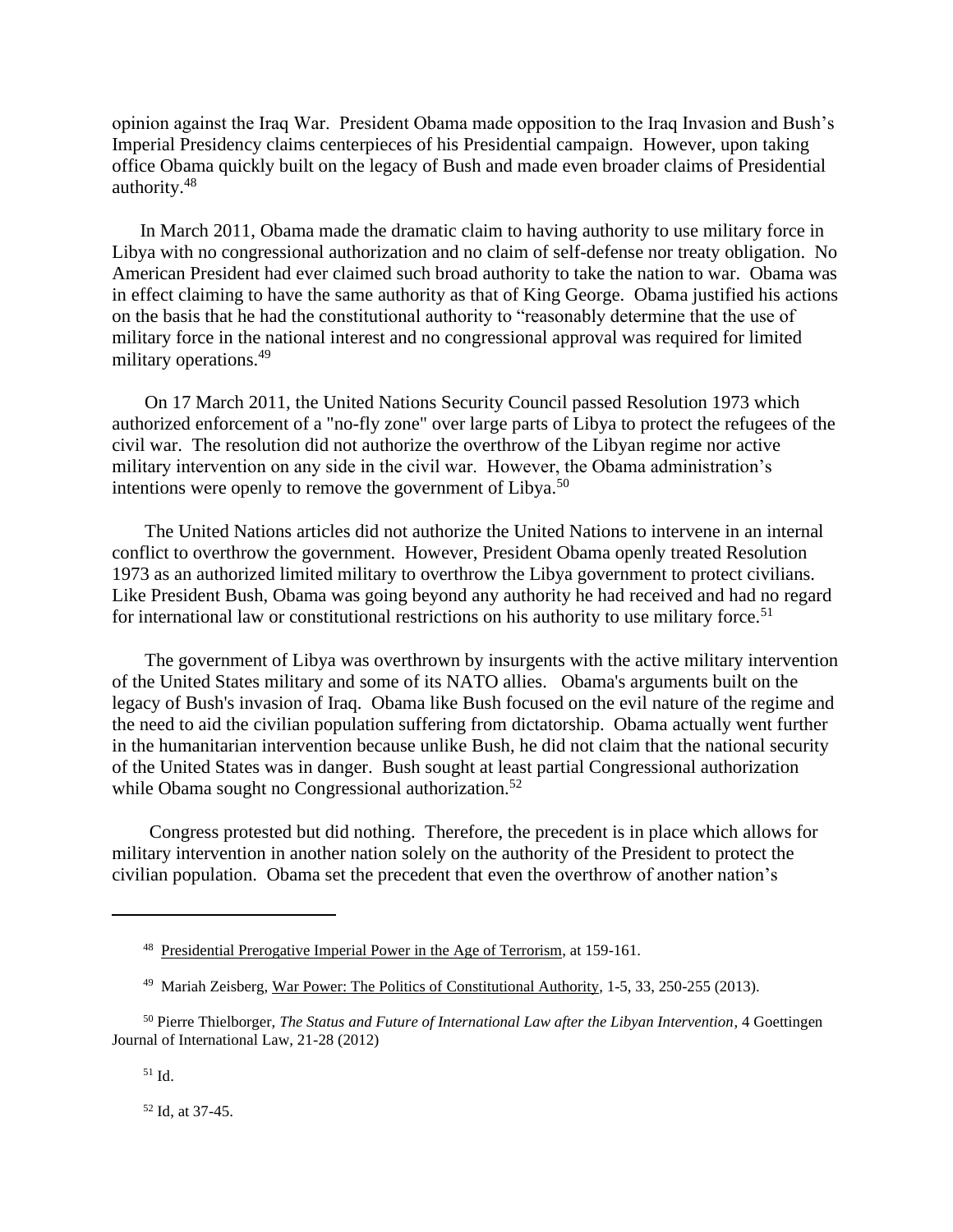opinion against the Iraq War. President Obama made opposition to the Iraq Invasion and Bush's Imperial Presidency claims centerpieces of his Presidential campaign. However, upon taking office Obama quickly built on the legacy of Bush and made even broader claims of Presidential authority.[48]

In March 2011, Obama made the dramatic claim to having authority to use military force in Libya with no congressional authorization and no claim of self-defense nor treaty obligation. No American President had ever claimed such broad authority to take the nation to war. Obama was in effect claiming to have the same authority as that of King George. Obama justified his actions on the basis that he had the constitutional authority to "reasonably determine that the use of military force in the national interest and no congressional approval was required for limited military operations.[49]

On 17 March 2011, the United Nations Security Council passed Resolution 1973 which authorized enforcement of a "no-fly zone" over large parts of Libya to protect the refugees of the civil war. The resolution did not authorize the overthrow of the Libyan regime nor active military intervention on any side in the civil war. However, the Obama administration's intentions were openly to remove the government of Libya.[50]

The United Nations articles did not authorize the United Nations to intervene in an internal conflict to overthrow the government. However, President Obama openly treated Resolution 1973 as an authorized limited military to overthrow the Libya government to protect civilians. Like President Bush, Obama was going beyond any authority he had received and had no regard for international law or constitutional restrictions on his authority to use military force.[51]

The government of Libya was overthrown by insurgents with the active military intervention of the United States military and some of its NATO allies. Obama's arguments built on the legacy of Bush's invasion of Iraq. Obama like Bush focused on the evil nature of the regime and the need to aid the civilian population suffering from dictatorship. Obama actually went further in the humanitarian intervention because unlike Bush, he did not claim that the national security of the United States was in danger. Bush sought at least partial Congressional authorization while Obama sought no Congressional authorization.[52]

Congress protested but did nothing. Therefore, the precedent is in place which allows for military intervention in another nation solely on the authority of the President to protect the civilian population. Obama set the precedent that even the overthrow of another nation's

---

[48] Presidential Prerogative Imperial Power in the Age of Terrorism, at 159-161.

[49] Mariah Zeisberg, War Power: The Politics of Constitutional Authority, 1-5, 33, 250-255 (2013).

[50] Pierre Thielborger, *The Status and Future of International Law after the Libyan Intervention*, 4 Goettingen Journal of International Law, 21-28 (2012)

[51] Id.

[52] Id, at 37-45.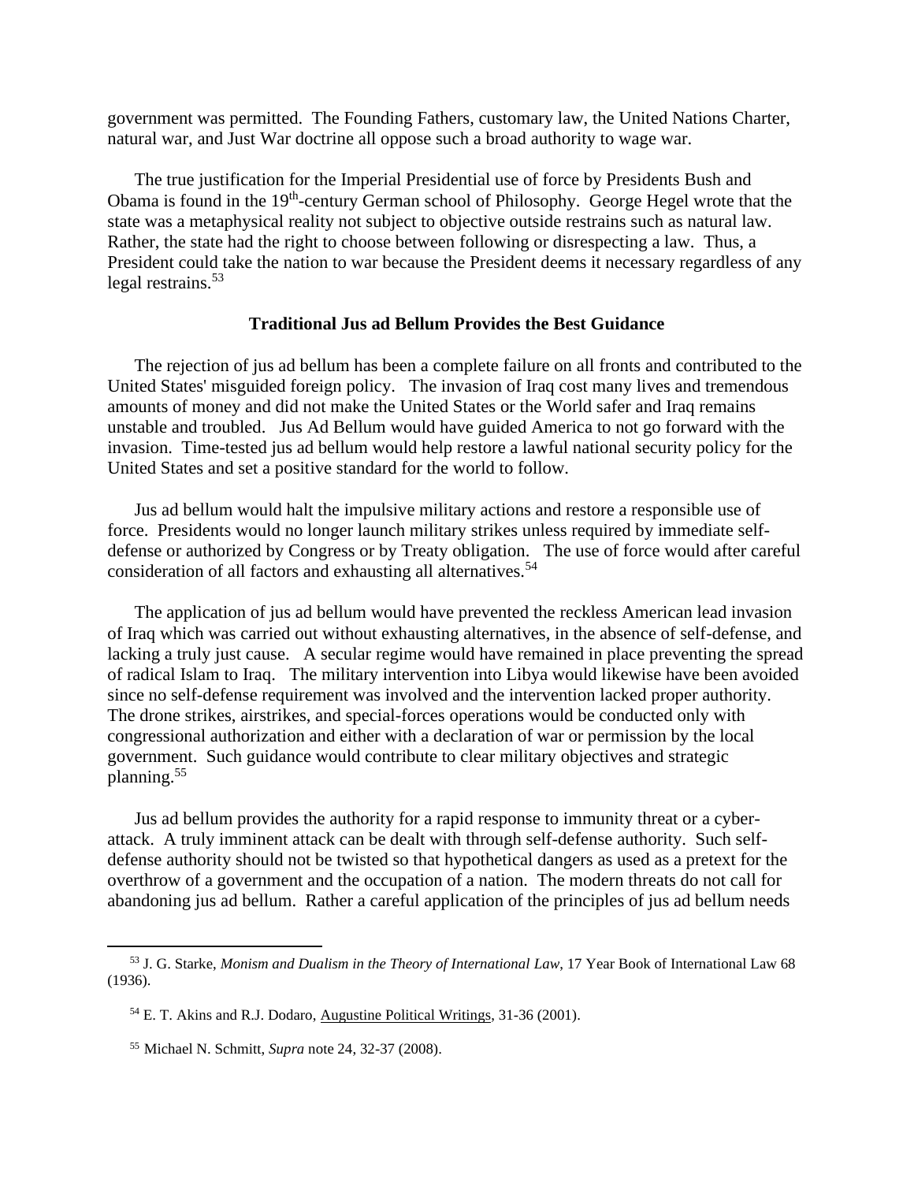government was permitted. The Founding Fathers, customary law, the United Nations Charter, natural war, and Just War doctrine all oppose such a broad authority to wage war.

The true justification for the Imperial Presidential use of force by Presidents Bush and Obama is found in the 19th-century German school of Philosophy. George Hegel wrote that the state was a metaphysical reality not subject to objective outside restrains such as natural law. Rather, the state had the right to choose between following or disrespecting a law. Thus, a President could take the nation to war because the President deems it necessary regardless of any legal restrains.[53]

### Traditional Jus ad Bellum Provides the Best Guidance

The rejection of jus ad bellum has been a complete failure on all fronts and contributed to the United States' misguided foreign policy. The invasion of Iraq cost many lives and tremendous amounts of money and did not make the United States or the World safer and Iraq remains unstable and troubled. Jus Ad Bellum would have guided America to not go forward with the invasion. Time-tested jus ad bellum would help restore a lawful national security policy for the United States and set a positive standard for the world to follow.

Jus ad bellum would halt the impulsive military actions and restore a responsible use of force. Presidents would no longer launch military strikes unless required by immediate self-defense or authorized by Congress or by Treaty obligation. The use of force would after careful consideration of all factors and exhausting all alternatives.[54]

The application of jus ad bellum would have prevented the reckless American lead invasion of Iraq which was carried out without exhausting alternatives, in the absence of self-defense, and lacking a truly just cause. A secular regime would have remained in place preventing the spread of radical Islam to Iraq. The military intervention into Libya would likewise have been avoided since no self-defense requirement was involved and the intervention lacked proper authority. The drone strikes, airstrikes, and special-forces operations would be conducted only with congressional authorization and either with a declaration of war or permission by the local government. Such guidance would contribute to clear military objectives and strategic planning.[55]

Jus ad bellum provides the authority for a rapid response to immunity threat or a cyber-attack. A truly imminent attack can be dealt with through self-defense authority. Such self-defense authority should not be twisted so that hypothetical dangers as used as a pretext for the overthrow of a government and the occupation of a nation. The modern threats do not call for abandoning jus ad bellum. Rather a careful application of the principles of jus ad bellum needs

---

[53] J. G. Starke, *Monism and Dualism in the Theory of International Law*, 17 Year Book of International Law 68 (1936).

[54] E. T. Akins and R.J. Dodaro, Augustine Political Writings, 31-36 (2001).

[55] Michael N. Schmitt, *Supra* note 24, 32-37 (2008).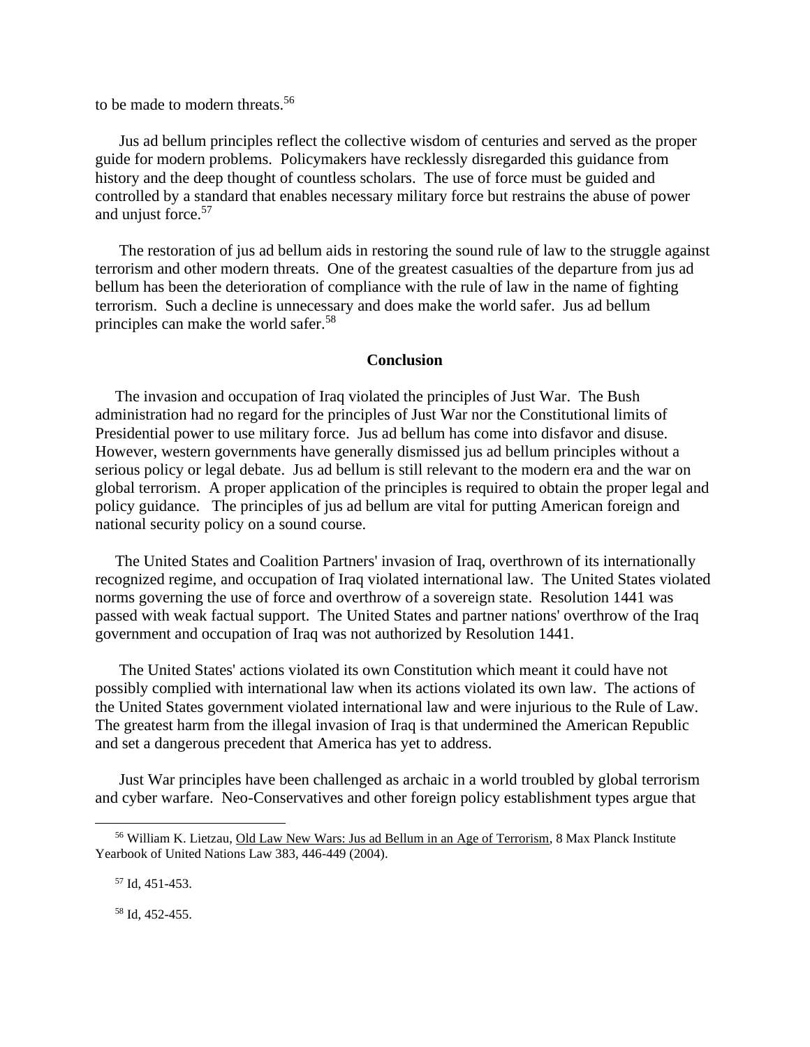to be made to modern threats.[56]

Jus ad bellum principles reflect the collective wisdom of centuries and served as the proper guide for modern problems. Policymakers have recklessly disregarded this guidance from history and the deep thought of countless scholars. The use of force must be guided and controlled by a standard that enables necessary military force but restrains the abuse of power and unjust force.[57]

The restoration of jus ad bellum aids in restoring the sound rule of law to the struggle against terrorism and other modern threats. One of the greatest casualties of the departure from jus ad bellum has been the deterioration of compliance with the rule of law in the name of fighting terrorism. Such a decline is unnecessary and does make the world safer. Jus ad bellum principles can make the world safer.[58]

## Conclusion

The invasion and occupation of Iraq violated the principles of Just War. The Bush administration had no regard for the principles of Just War nor the Constitutional limits of Presidential power to use military force. Jus ad bellum has come into disfavor and disuse. However, western governments have generally dismissed jus ad bellum principles without a serious policy or legal debate. Jus ad bellum is still relevant to the modern era and the war on global terrorism. A proper application of the principles is required to obtain the proper legal and policy guidance. The principles of jus ad bellum are vital for putting American foreign and national security policy on a sound course.

The United States and Coalition Partners' invasion of Iraq, overthrown of its internationally recognized regime, and occupation of Iraq violated international law. The United States violated norms governing the use of force and overthrow of a sovereign state. Resolution 1441 was passed with weak factual support. The United States and partner nations' overthrow of the Iraq government and occupation of Iraq was not authorized by Resolution 1441.

The United States' actions violated its own Constitution which meant it could have not possibly complied with international law when its actions violated its own law. The actions of the United States government violated international law and were injurious to the Rule of Law. The greatest harm from the illegal invasion of Iraq is that undermined the American Republic and set a dangerous precedent that America has yet to address.

Just War principles have been challenged as archaic in a world troubled by global terrorism and cyber warfare. Neo-Conservatives and other foreign policy establishment types argue that

---

[56] William K. Lietzau, Old Law New Wars: Jus ad Bellum in an Age of Terrorism, 8 Max Planck Institute Yearbook of United Nations Law 383, 446-449 (2004).

[57] Id, 451-453.

[58] Id, 452-455.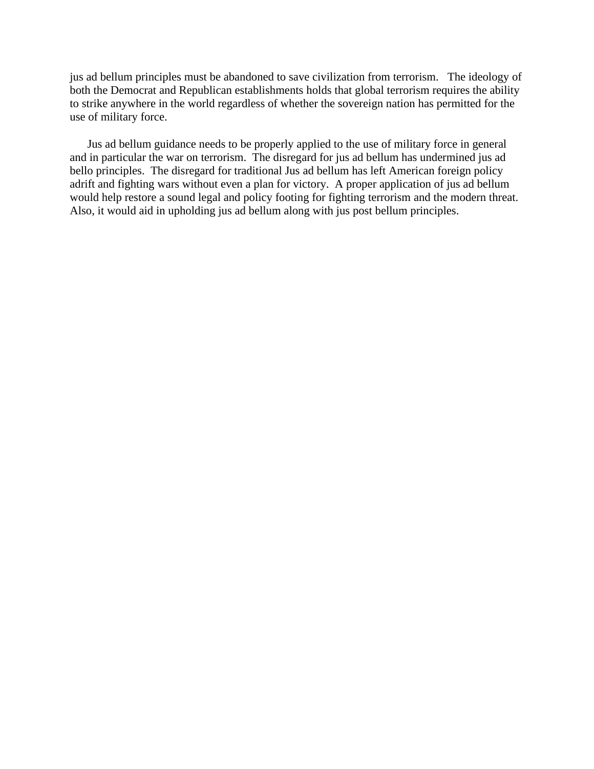jus ad bellum principles must be abandoned to save civilization from terrorism. The ideology of both the Democrat and Republican establishments holds that global terrorism requires the ability to strike anywhere in the world regardless of whether the sovereign nation has permitted for the use of military force.

Jus ad bellum guidance needs to be properly applied to the use of military force in general and in particular the war on terrorism. The disregard for jus ad bellum has undermined jus ad bello principles. The disregard for traditional Jus ad bellum has left American foreign policy adrift and fighting wars without even a plan for victory. A proper application of jus ad bellum would help restore a sound legal and policy footing for fighting terrorism and the modern threat. Also, it would aid in upholding jus ad bellum along with jus post bellum principles.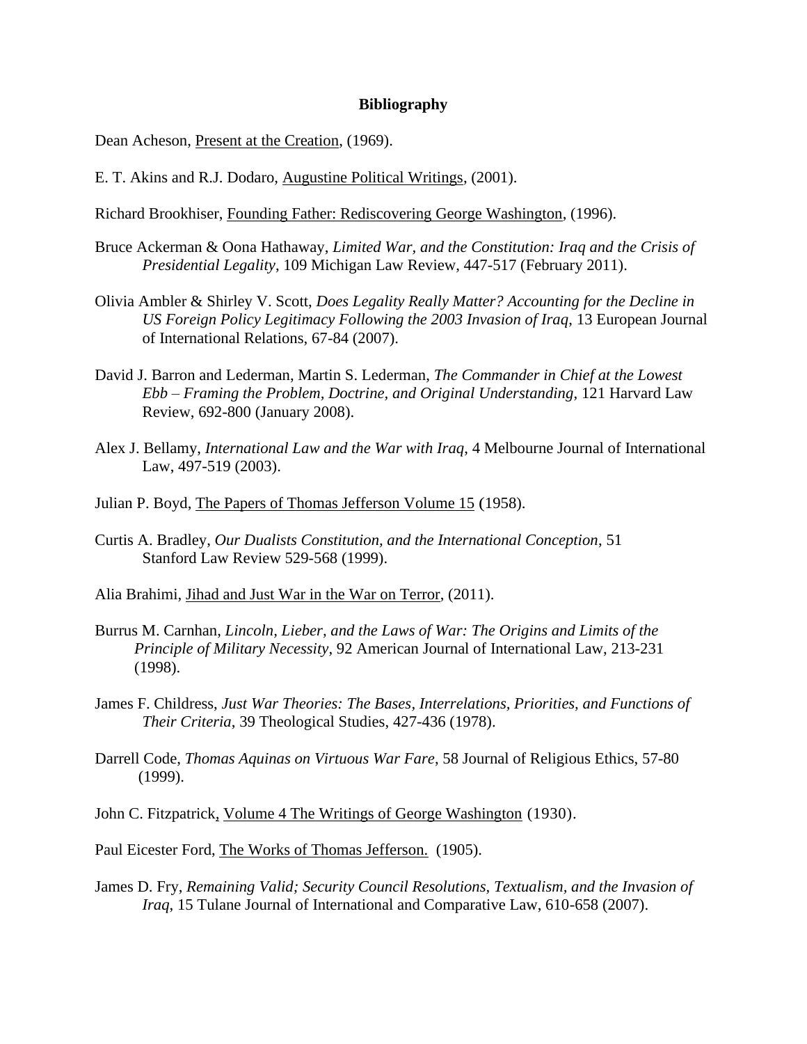**Bibliography**

Dean Acheson, Present at the Creation, (1969).

E. T. Akins and R.J. Dodaro, Augustine Political Writings, (2001).

Richard Brookhiser, Founding Father: Rediscovering George Washington, (1996).

Bruce Ackerman & Oona Hathaway, *Limited War, and the Constitution: Iraq and the Crisis of Presidential Legality*, 109 Michigan Law Review, 447-517 (February 2011).

Olivia Ambler & Shirley V. Scott, *Does Legality Really Matter? Accounting for the Decline in US Foreign Policy Legitimacy Following the 2003 Invasion of Iraq*, 13 European Journal of International Relations, 67-84 (2007).

David J. Barron and Lederman, Martin S. Lederman, *The Commander in Chief at the Lowest Ebb – Framing the Problem, Doctrine, and Original Understanding*, 121 Harvard Law Review, 692-800 (January 2008).

Alex J. Bellamy, *International Law and the War with Iraq*, 4 Melbourne Journal of International Law, 497-519 (2003).

Julian P. Boyd, The Papers of Thomas Jefferson Volume 15 (1958).

Curtis A. Bradley, *Our Dualists Constitution, and the International Conception*, 51 Stanford Law Review 529-568 (1999).

Alia Brahimi, Jihad and Just War in the War on Terror, (2011).

Burrus M. Carnhan, *Lincoln, Lieber, and the Laws of War: The Origins and Limits of the Principle of Military Necessity*, 92 American Journal of International Law, 213-231 (1998).

James F. Childress, *Just War Theories: The Bases, Interrelations, Priorities, and Functions of Their Criteria*, 39 Theological Studies, 427-436 (1978).

Darrell Code, *Thomas Aquinas on Virtuous War Fare*, 58 Journal of Religious Ethics, 57-80 (1999).

John C. Fitzpatrick, Volume 4 The Writings of George Washington (1930).

Paul Eicester Ford, The Works of Thomas Jefferson. (1905).

James D. Fry, *Remaining Valid; Security Council Resolutions, Textualism, and the Invasion of Iraq*, 15 Tulane Journal of International and Comparative Law, 610-658 (2007).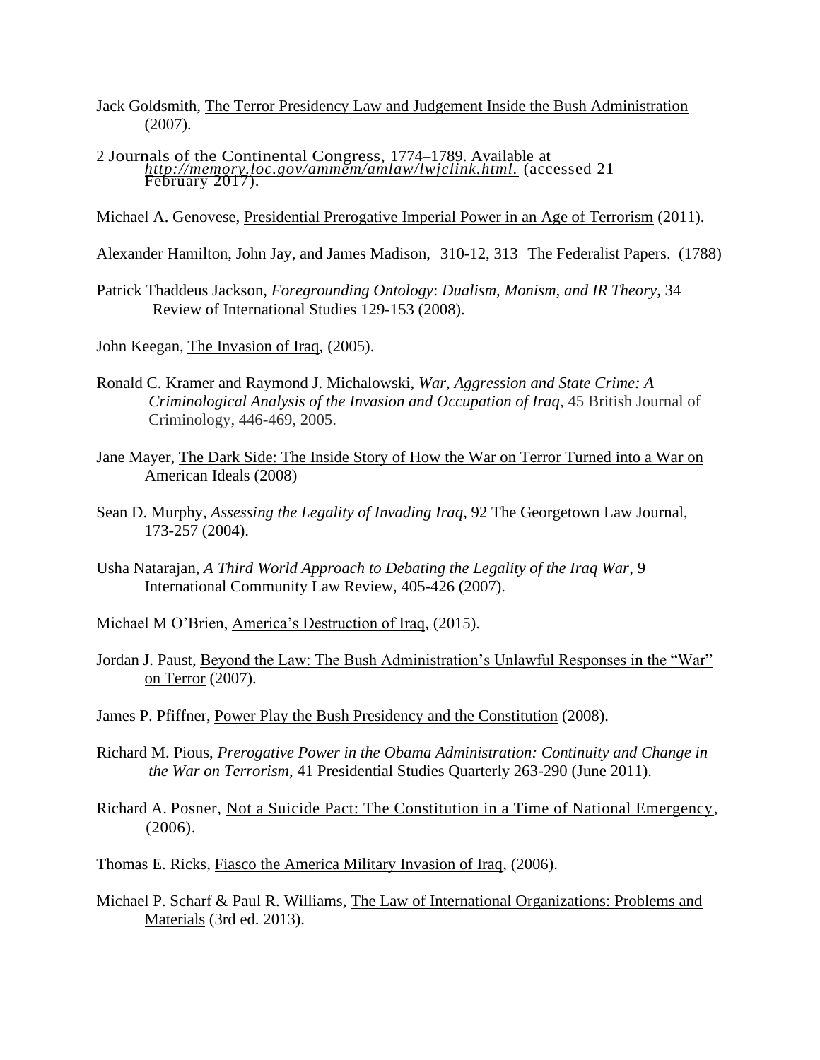Jack Goldsmith, The Terror Presidency Law and Judgement Inside the Bush Administration (2007).

2 Journals of the Continental Congress, 1774–1789. Available at *http://memory.loc.gov/ammem/amlaw/lwjclink.html.* (accessed 21 February 2017).

Michael A. Genovese, Presidential Prerogative Imperial Power in an Age of Terrorism (2011).

Alexander Hamilton, John Jay, and James Madison, 310-12, 313 The Federalist Papers. (1788)

Patrick Thaddeus Jackson, *Foregrounding Ontology*: *Dualism, Monism, and IR Theory*, 34 Review of International Studies 129-153 (2008).

John Keegan, The Invasion of Iraq, (2005).

Ronald C. Kramer and Raymond J. Michalowski, *War, Aggression and State Crime: A Criminological Analysis of the Invasion and Occupation of Iraq*, 45 British Journal of Criminology, 446-469, 2005.

Jane Mayer, The Dark Side: The Inside Story of How the War on Terror Turned into a War on American Ideals (2008)

Sean D. Murphy, *Assessing the Legality of Invading Iraq*, 92 The Georgetown Law Journal, 173-257 (2004).

Usha Natarajan, *A Third World Approach to Debating the Legality of the Iraq War*, 9 International Community Law Review, 405-426 (2007).

Michael M O'Brien, America's Destruction of Iraq, (2015).

Jordan J. Paust, Beyond the Law: The Bush Administration's Unlawful Responses in the "War" on Terror (2007).

James P. Pfiffner, Power Play the Bush Presidency and the Constitution (2008).

Richard M. Pious, *Prerogative Power in the Obama Administration: Continuity and Change in the War on Terrorism*, 41 Presidential Studies Quarterly 263-290 (June 2011).

Richard A. Posner, Not a Suicide Pact: The Constitution in a Time of National Emergency, (2006).

Thomas E. Ricks, Fiasco the America Military Invasion of Iraq, (2006).

Michael P. Scharf & Paul R. Williams, The Law of International Organizations: Problems and Materials (3rd ed. 2013).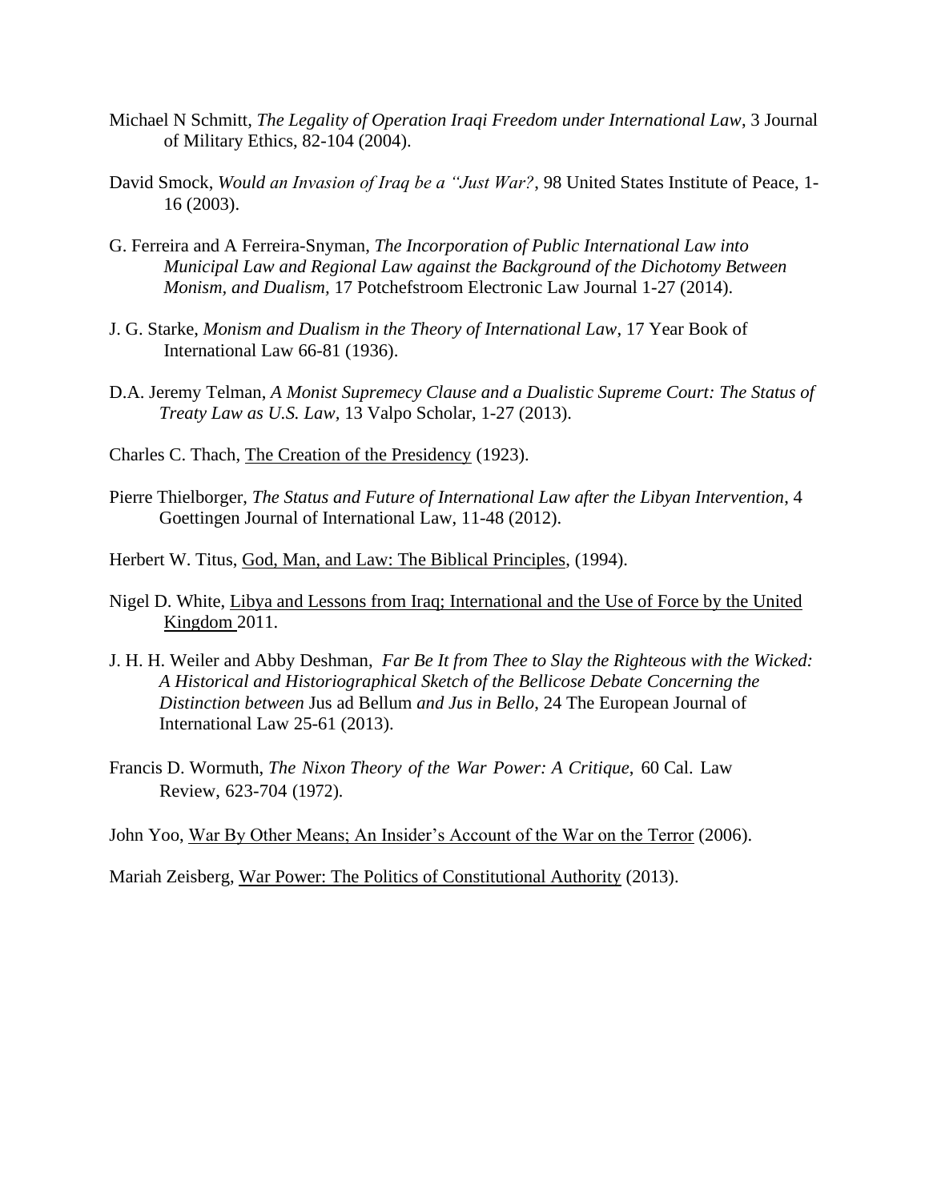Michael N Schmitt, *The Legality of Operation Iraqi Freedom under International Law*, 3 Journal of Military Ethics, 82-104 (2004).

David Smock, *Would an Invasion of Iraq be a "Just War?*, 98 United States Institute of Peace, 1-16 (2003).

G. Ferreira and A Ferreira-Snyman, *The Incorporation of Public International Law into Municipal Law and Regional Law against the Background of the Dichotomy Between Monism, and Dualism*, 17 Potchefstroom Electronic Law Journal 1-27 (2014).

J. G. Starke, *Monism and Dualism in the Theory of International Law*, 17 Year Book of International Law 66-81 (1936).

D.A. Jeremy Telman, *A Monist Supremecy Clause and a Dualistic Supreme Court: The Status of Treaty Law as U.S. Law*, 13 Valpo Scholar, 1-27 (2013).

Charles C. Thach, The Creation of the Presidency (1923).

Pierre Thielborger, *The Status and Future of International Law after the Libyan Intervention*, 4 Goettingen Journal of International Law, 11-48 (2012).

Herbert W. Titus, God, Man, and Law: The Biblical Principles, (1994).

Nigel D. White, Libya and Lessons from Iraq; International and the Use of Force by the United Kingdom 2011.

J. H. H. Weiler and Abby Deshman, *Far Be It from Thee to Slay the Righteous with the Wicked: A Historical and Historiographical Sketch of the Bellicose Debate Concerning the Distinction between* Jus ad Bellum *and Jus in Bello*, 24 The European Journal of International Law 25-61 (2013).

Francis D. Wormuth, *The Nixon Theory of the War Power: A Critique*, 60 Cal. Law Review, 623-704 (1972).

John Yoo, War By Other Means; An Insider's Account of the War on the Terror (2006).

Mariah Zeisberg, War Power: The Politics of Constitutional Authority (2013).